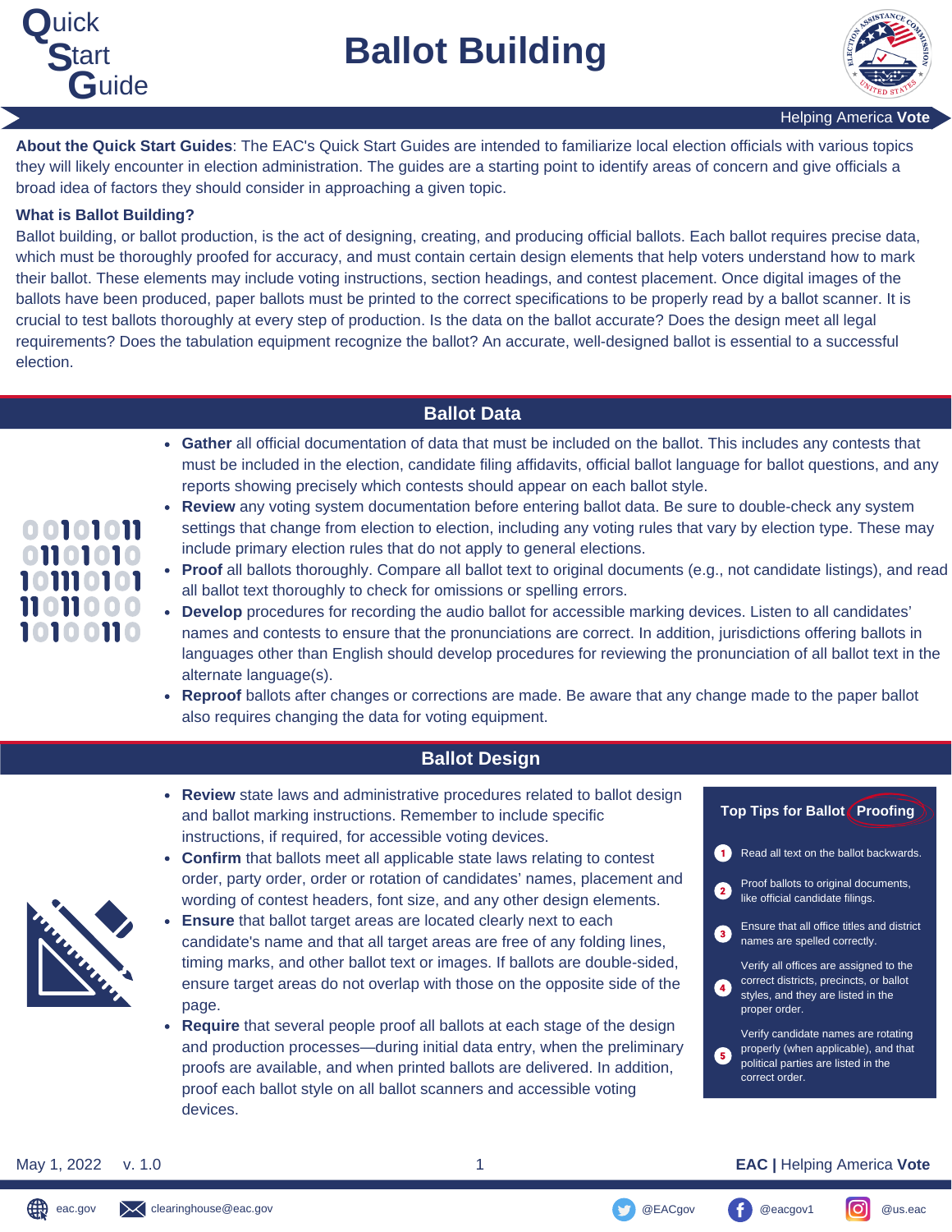# Quick Start Guide

# Ballot Building

Helping America **Vote**

**About the Quick Start Guides**: The EAC's Quick Start Guides are intended to familiarize local election officials with various topics they will likely encounter in election administration. The guides are a starting point to identify areas of concern and give officials a broad idea of factors they should consider in approaching a given topic.

**What is Ballot Building?**

Ballot building, or ballot production, is the act of designing, creating, and producing official ballots. Each ballot requires precise data, which must be thoroughly proofed for accuracy, and must contain certain design elements that help voters understand how to mark their ballot. These elements may include voting instructions, section headings, and contest placement. Once digital images of the ballots have been produced, paper ballots must be printed to the correct specifications to be properly read by a ballot scanner. It is crucial to test ballots thoroughly at every step of production. Is the data on the ballot accurate? Does the design meet all legal requirements? Does the tabulation equipment recognize the ballot? An accurate, well-designed ballot is essential to a successful election.

## Ballot Data

- **Gather** all official documentation of data that must be included on the ballot. This includes any contests that must be included in the election, candidate filing affidavits, official ballot language for ballot questions, and any reports showing precisely which contests should appear on each ballot style.
- **Review** any voting system documentation before entering ballot data. Be sure to double-check any system settings that change from election to election, including any voting rules that vary by election type. These may include primary election rules that do not apply to general elections.
- **Proof** all ballots thoroughly. Compare all ballot text to original documents (e.g., not candidate listings), and read all ballot text thoroughly to check for omissions or spelling errors.
- **Develop** procedures for recording the audio ballot for accessible marking devices. Listen to all candidates' names and contests to ensure that the pronunciations are correct. In addition, jurisdictions offering ballots in languages other than English should develop procedures for reviewing the pronunciation of all ballot text in the alternate language(s).
- **Reproof** ballots after changes or corrections are made. Be aware that any change made to the paper ballot also requires changing the data for voting equipment.

## Ballot Design

- **Review** state laws and administrative procedures related to ballot design and ballot marking instructions. Remember to include specific instructions, if required, for accessible voting devices.
- **Confirm** that ballots meet all applicable state laws relating to contest order, party order, order or rotation of candidates' names, placement and wording of contest headers, font size, and any other design elements.
- **Ensure** that ballot target areas are located clearly next to each candidate's name and that all target areas are free of any folding lines, timing marks, and other ballot text or images. If ballots are double-sided, ensure target areas do not overlap with those on the opposite side of the page.
- **Require** that several people proof all ballots at each stage of the design and production processes—during initial data entry, when the preliminary proofs are available, and when printed ballots are delivered. In addition, proof each ballot style on all ballot scanners and accessible voting devices.

### Top Tips for Ballot Proofing

1. Read all text on the ballot backwards.
2. Proof ballots to original documents, like official candidate filings.
3. Ensure that all office titles and district names are spelled correctly.
4. Verify all offices are assigned to the correct districts, precincts, or ballot styles, and they are listed in the proper order.
5. Verify candidate names are rotating properly (when applicable), and that political parties are listed in the correct order.

May 1, 2022 v. 1.0

**EAC |** Helping America **Vote**

eac.gov clearinghouse@eac.gov @EACgov @eacgov1 @us.eac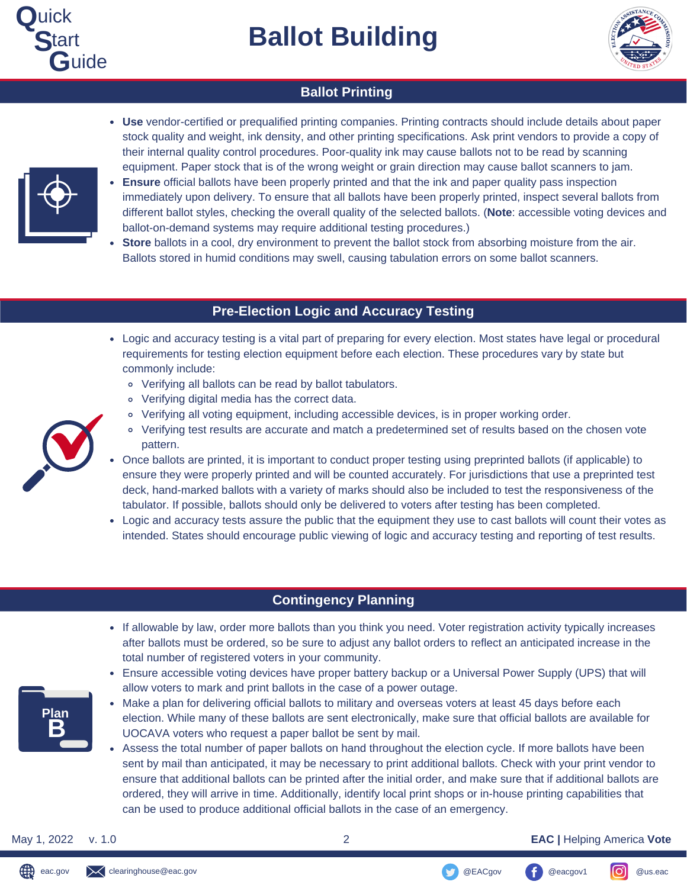# Ballot Building

## Ballot Printing

- **Use** vendor-certified or prequalified printing companies. Printing contracts should include details about paper stock quality and weight, ink density, and other printing specifications. Ask print vendors to provide a copy of their internal quality control procedures. Poor-quality ink may cause ballots not to be read by scanning equipment. Paper stock that is of the wrong weight or grain direction may cause ballot scanners to jam.
- **Ensure** official ballots have been properly printed and that the ink and paper quality pass inspection immediately upon delivery. To ensure that all ballots have been properly printed, inspect several ballots from different ballot styles, checking the overall quality of the selected ballots. (**Note**: accessible voting devices and ballot-on-demand systems may require additional testing procedures.)
- **Store** ballots in a cool, dry environment to prevent the ballot stock from absorbing moisture from the air. Ballots stored in humid conditions may swell, causing tabulation errors on some ballot scanners.

## Pre-Election Logic and Accuracy Testing

- Logic and accuracy testing is a vital part of preparing for every election. Most states have legal or procedural requirements for testing election equipment before each election. These procedures vary by state but commonly include:
  - Verifying all ballots can be read by ballot tabulators.
  - Verifying digital media has the correct data.
  - Verifying all voting equipment, including accessible devices, is in proper working order.
  - Verifying test results are accurate and match a predetermined set of results based on the chosen vote pattern.
- Once ballots are printed, it is important to conduct proper testing using preprinted ballots (if applicable) to ensure they were properly printed and will be counted accurately. For jurisdictions that use a preprinted test deck, hand-marked ballots with a variety of marks should also be included to test the responsiveness of the tabulator. If possible, ballots should only be delivered to voters after testing has been completed.
- Logic and accuracy tests assure the public that the equipment they use to cast ballots will count their votes as intended. States should encourage public viewing of logic and accuracy testing and reporting of test results.

## Contingency Planning

- If allowable by law, order more ballots than you think you need. Voter registration activity typically increases after ballots must be ordered, so be sure to adjust any ballot orders to reflect an anticipated increase in the total number of registered voters in your community.
- Ensure accessible voting devices have proper battery backup or a Universal Power Supply (UPS) that will allow voters to mark and print ballots in the case of a power outage.
- Make a plan for delivering official ballots to military and overseas voters at least 45 days before each election. While many of these ballots are sent electronically, make sure that official ballots are available for UOCAVA voters who request a paper ballot be sent by mail.
- Assess the total number of paper ballots on hand throughout the election cycle. If more ballots have been sent by mail than anticipated, it may be necessary to print additional ballots. Check with your print vendor to ensure that additional ballots can be printed after the initial order, and make sure that if additional ballots are ordered, they will arrive in time. Additionally, identify local print shops or in-house printing capabilities that can be used to produce additional official ballots in the case of an emergency.